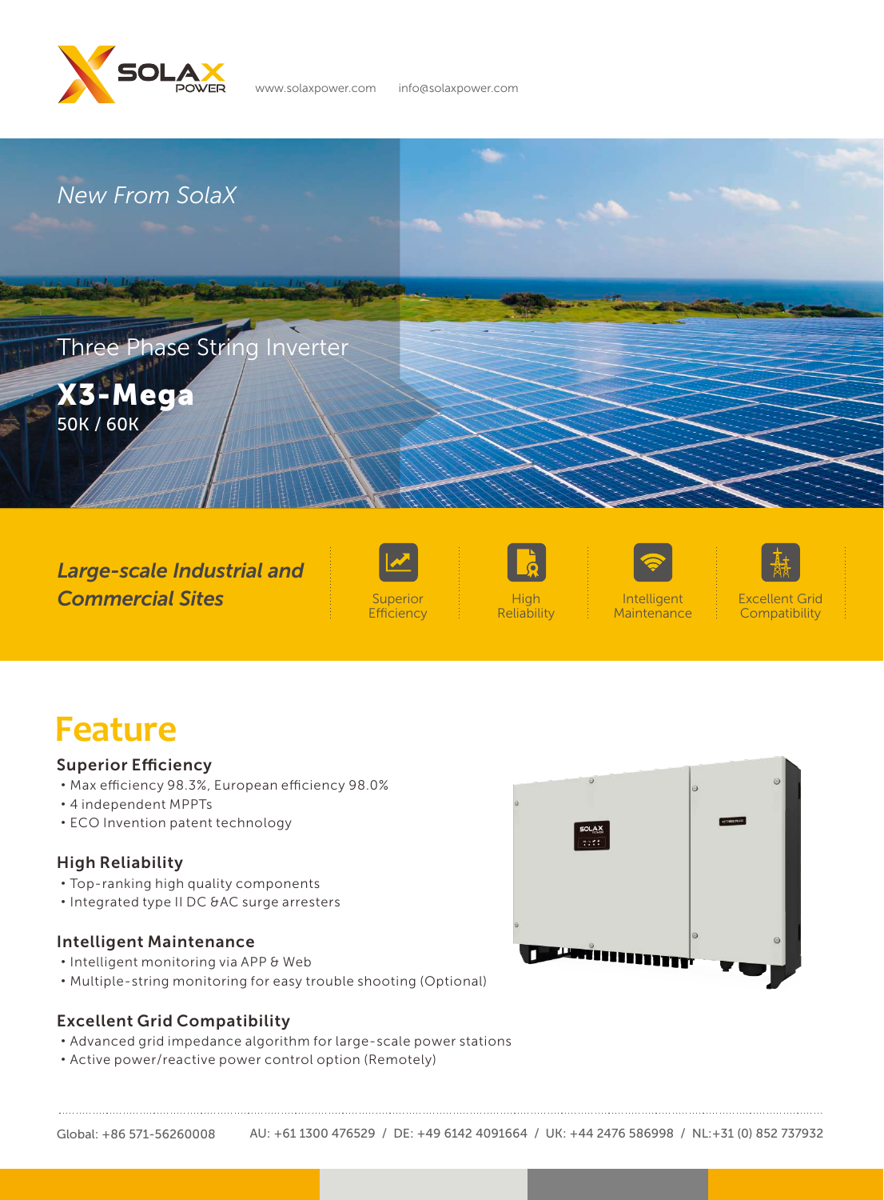www.solaxpower.com info@solaxpower.com

*New From SolaX*

Three Phase String Inverter

# X3-Mega

50K / 60K

***Large-scale Industrial and Commercial Sites***

Superior Efficiency | High Reliability | Intelligent Maintenance | Excellent Grid Compatibility

## Feature

### Superior Efficiency

- Max efficiency 98.3%, European efficiency 98.0%
- 4 independent MPPTs
- ECO Invention patent technology

### High Reliability

- Top-ranking high quality components
- Integrated type II DC &AC surge arresters

### Intelligent Maintenance

- Intelligent monitoring via APP & Web
- Multiple-string monitoring for easy trouble shooting (Optional)

### Excellent Grid Compatibility

- Advanced grid impedance algorithm for large-scale power stations
- Active power/reactive power control option (Remotely)

Global: +86 571-56260008 AU: +61 1300 476529 / DE: +49 6142 4091664 / UK: +44 2476 586998 / NL:+31 (0) 852 737932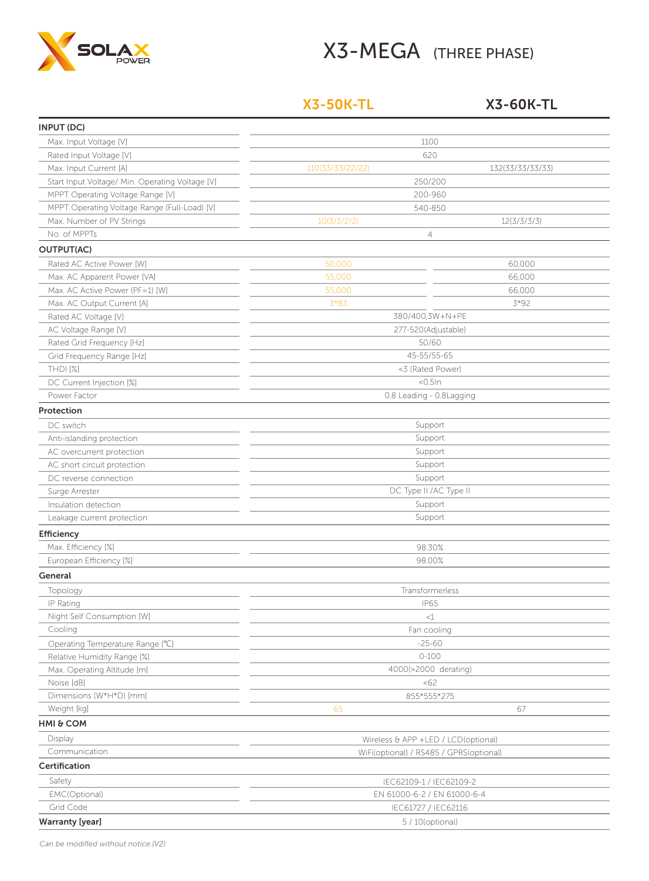# X3-MEGA (THREE PHASE)

| | X3-50K-TL | X3-60K-TL |
|---|---|---|
| **INPUT (DC)** | | |
| Max. Input Voltage [V] | 1100 | 1100 |
| Rated Input Voltage [V] | 620 | 620 |
| Max. Input Current [A] | 110(33/33/22/22) | 132(33/33/33/33) |
| Start Input Voltage/ Min. Operating Voltage [V] | 250/200 | 250/200 |
| MPPT Operating Voltage Range [V] | 200-960 | 200-960 |
| MPPT Operating Voltage Range (Full-Load) [V] | 540-850 | 540-850 |
| Max. Number of PV Strings | 10(3/3/2/2) | 12(3/3/3/3) |
| No. of MPPTs | 4 | 4 |
| **OUTPUT(AC)** | | |
| Rated AC Active Power [W] | 50,000 | 60,000 |
| Max. AC Apparent Power [VA] | 55,000 | 66,000 |
| Max. AC Active Power (PF=1) [W] | 55,000 | 66,000 |
| Max. AC Output Current [A] | 3*83 | 3*92 |
| Rated AC Voltage [V] | 380/400,3W+N+PE | 380/400,3W+N+PE |
| AC Voltage Range [V] | 277-520(Adjustable) | 277-520(Adjustable) |
| Rated Grid Frequency [Hz] | 50/60 | 50/60 |
| Grid Frequency Range [Hz] | 45-55/55-65 | 45-55/55-65 |
| THDI [%] | <3 (Rated Power) | <3 (Rated Power) |
| DC Current Injection [%] | <0.5In | <0.5In |
| Power Factor | 0.8 Leading - 0.8Lagging | 0.8 Leading - 0.8Lagging |
| **Protection** | | |
| DC switch | Support | Support |
| Anti-islanding protection | Support | Support |
| AC overcurrent protection | Support | Support |
| AC short circuit protection | Support | Support |
| DC reverse connection | Support | Support |
| Surge Arrester | DC Type II /AC Type II | DC Type II /AC Type II |
| Insulation detection | Support | Support |
| Leakage current protection | Support | Support |
| **Efficiency** | | |
| Max. Efficiency [%] | 98.30% | 98.30% |
| European Efficiency [%] | 98.00% | 98.00% |
| **General** | | |
| Topology | Transformerless | Transformerless |
| IP Rating | IP65 | IP65 |
| Night Self Consumption [W] | <1 | <1 |
| Cooling | Fan cooling | Fan cooling |
| Operating Temperature Range [℃] | -25-60 | -25-60 |
| Relative Humidity Range [%] | 0-100 | 0-100 |
| Max. Operating Altitude [m] | 4000(>2000 derating) | 4000(>2000 derating) |
| Noise [dB] | <62 | <62 |
| Dimensions (W*H*D) [mm] | 855*555*275 | 855*555*275 |
| Weight [kg] | 65 | 67 |
| **HMI & COM** | | |
| Display | Wireless & APP +LED / LCD(optional) | Wireless & APP +LED / LCD(optional) |
| Communication | WiFi(optional) / RS485 / GPRS(optional) | WiFi(optional) / RS485 / GPRS(optional) |
| **Certification** | | |
| Safety | IEC62109-1 / IEC62109-2 | IEC62109-1 / IEC62109-2 |
| EMC(Optional) | EN 61000-6-2 / EN 61000-6-4 | EN 61000-6-2 / EN 61000-6-4 |
| Grid Code | IEC61727 / IEC62116 | IEC61727 / IEC62116 |
| **Warranty [year]** | 5 / 10(optional) | 5 / 10(optional) |

*Can be modified without notice.(V2)*